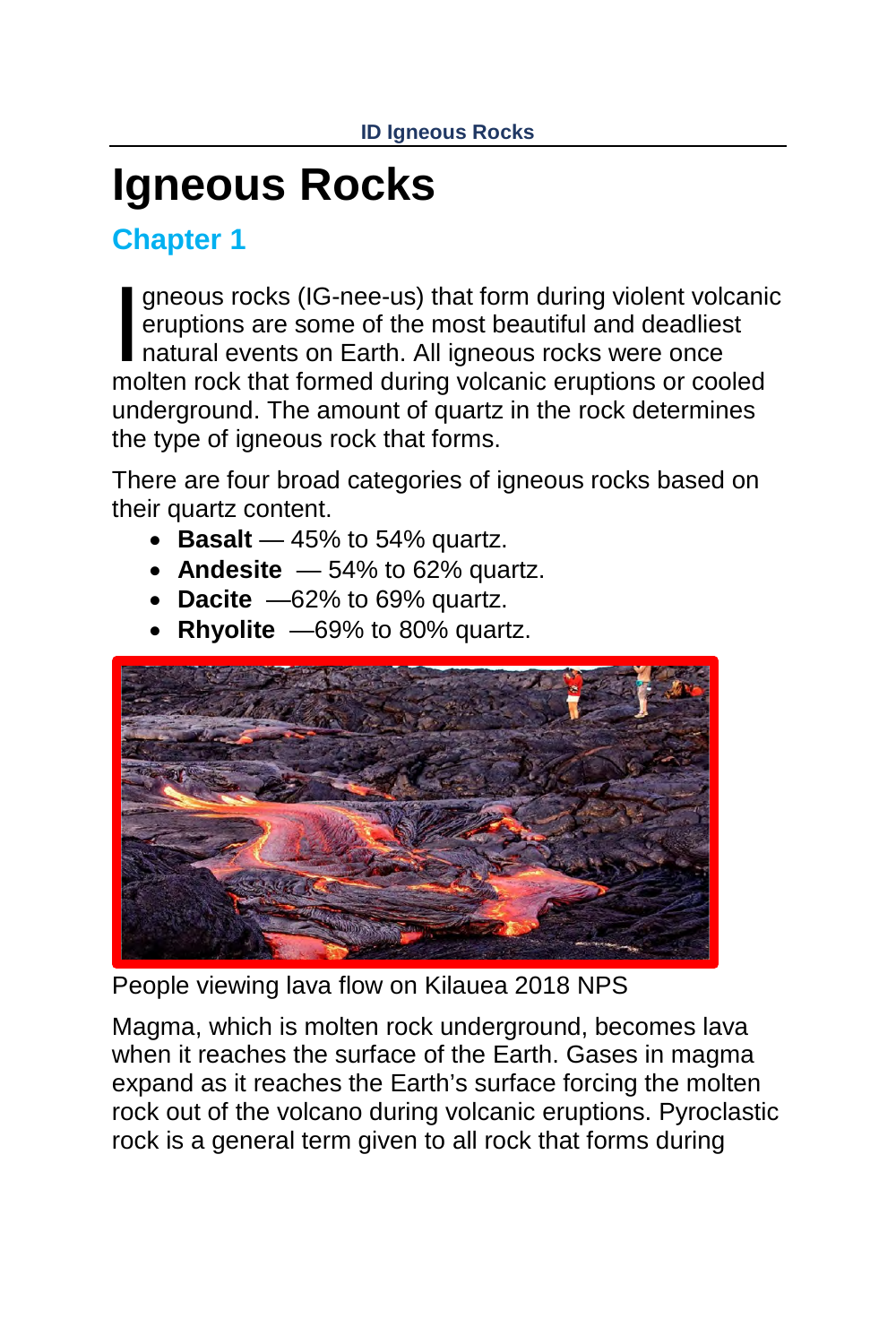# Igneous Rocks

## Chapter 1

Igneous rocks (IG-nee-us) that form during violent volcanic eruptions are some of the most beautiful and deadliest natural events on Earth. All igneous rocks were once molten rock that formed during volcanic eruptions or cooled underground. The amount of quartz in the rock determines the type of igneous rock that forms.

There are four broad categories of igneous rocks based on their quartz content.

- **Basalt** — 45% to 54% quartz.
- **Andesite** — 54% to 62% quartz.
- **Dacite** —62% to 69% quartz.
- **Rhyolite** —69% to 80% quartz.

People viewing lava flow on Kilauea 2018 NPS

Magma, which is molten rock underground, becomes lava when it reaches the surface of the Earth. Gases in magma expand as it reaches the Earth's surface forcing the molten rock out of the volcano during volcanic eruptions. Pyroclastic rock is a general term given to all rock that forms during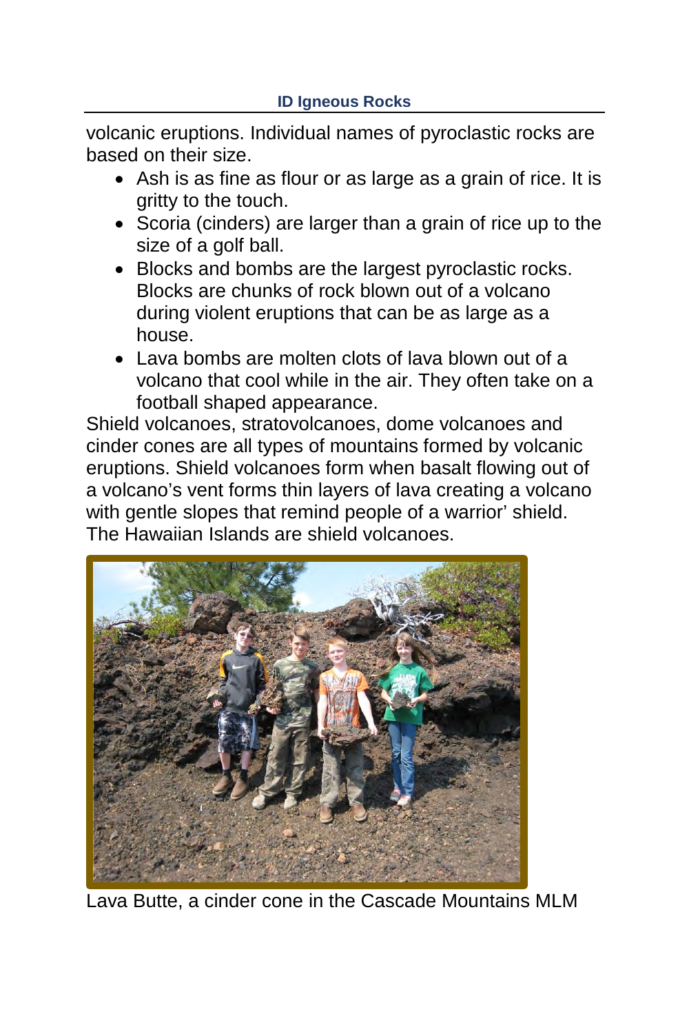volcanic eruptions. Individual names of pyroclastic rocks are based on their size.

- Ash is as fine as flour or as large as a grain of rice. It is gritty to the touch.
- Scoria (cinders) are larger than a grain of rice up to the size of a golf ball.
- Blocks and bombs are the largest pyroclastic rocks. Blocks are chunks of rock blown out of a volcano during violent eruptions that can be as large as a house.
- Lava bombs are molten clots of lava blown out of a volcano that cool while in the air. They often take on a football shaped appearance.

Shield volcanoes, stratovolcanoes, dome volcanoes and cinder cones are all types of mountains formed by volcanic eruptions. Shield volcanoes form when basalt flowing out of a volcano's vent forms thin layers of lava creating a volcano with gentle slopes that remind people of a warrior' shield. The Hawaiian Islands are shield volcanoes.

Lava Butte, a cinder cone in the Cascade Mountains MLM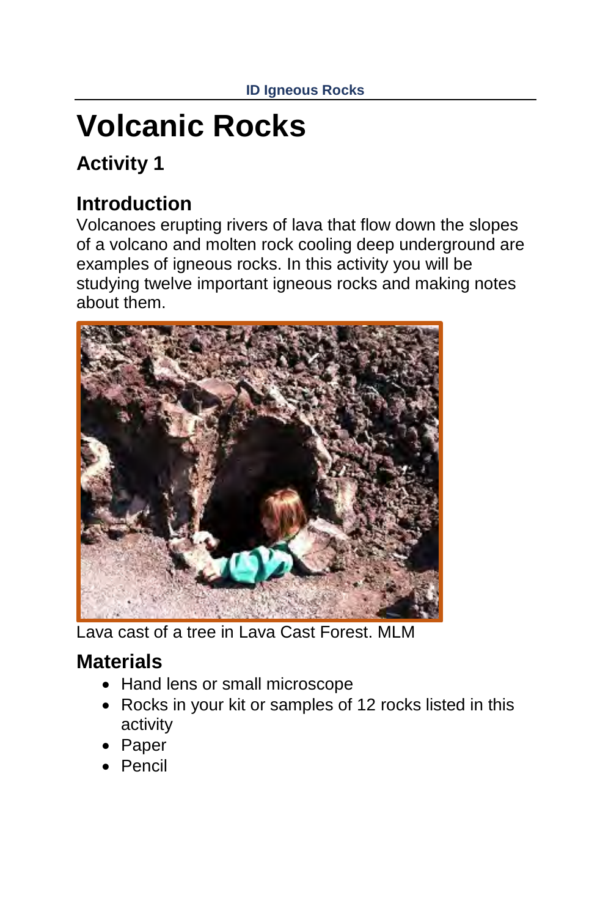# Volcanic Rocks

## Activity 1

## Introduction

Volcanoes erupting rivers of lava that flow down the slopes of a volcano and molten rock cooling deep underground are examples of igneous rocks. In this activity you will be studying twelve important igneous rocks and making notes about them.

Lava cast of a tree in Lava Cast Forest. MLM

## Materials

- Hand lens or small microscope
- Rocks in your kit or samples of 12 rocks listed in this activity
- Paper
- Pencil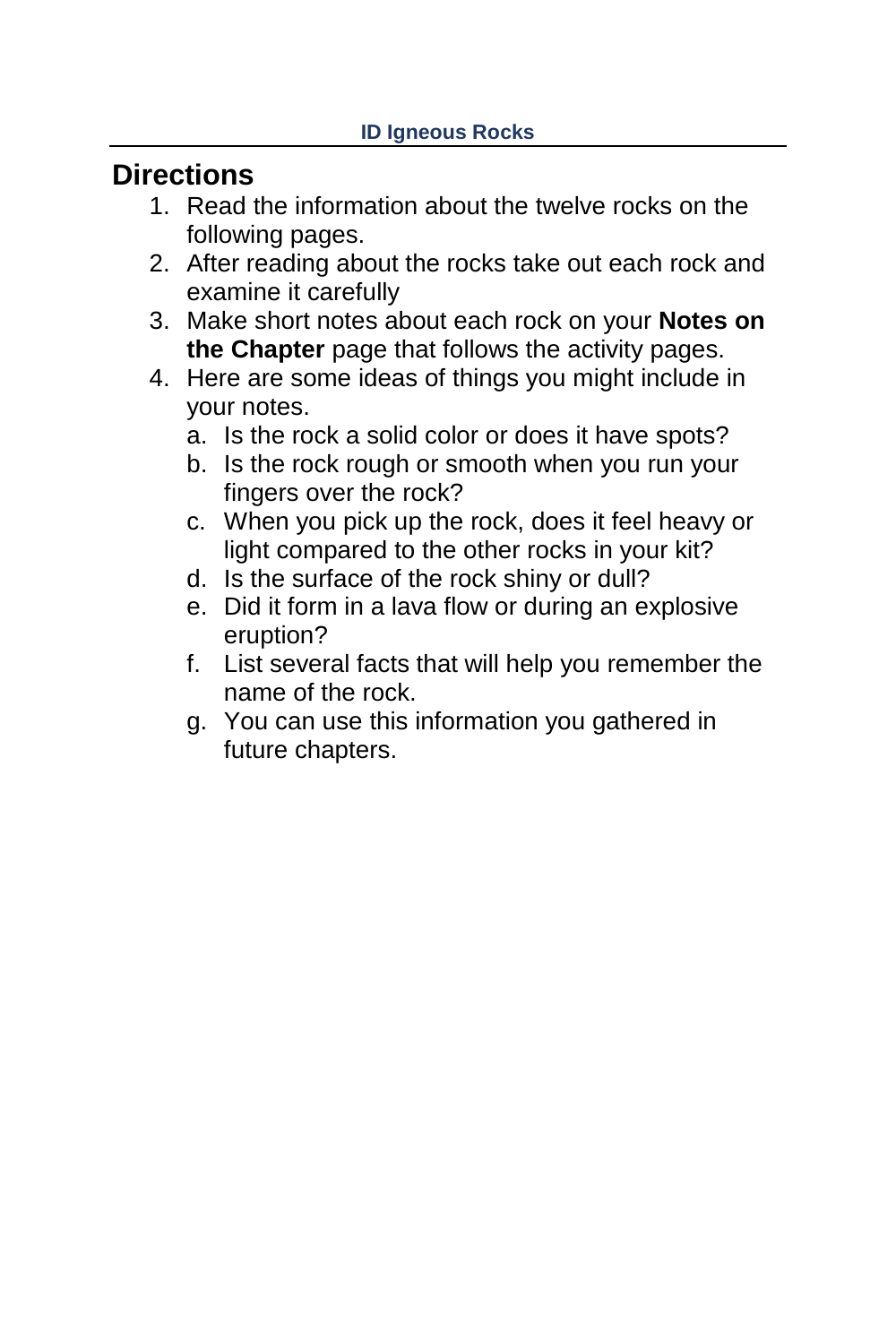## Directions

1. Read the information about the twelve rocks on the following pages.
2. After reading about the rocks take out each rock and examine it carefully
3. Make short notes about each rock on your **Notes on the Chapter** page that follows the activity pages.
4. Here are some ideas of things you might include in your notes.
   a. Is the rock a solid color or does it have spots?
   b. Is the rock rough or smooth when you run your fingers over the rock?
   c. When you pick up the rock, does it feel heavy or light compared to the other rocks in your kit?
   d. Is the surface of the rock shiny or dull?
   e. Did it form in a lava flow or during an explosive eruption?
   f. List several facts that will help you remember the name of the rock.
   g. You can use this information you gathered in future chapters.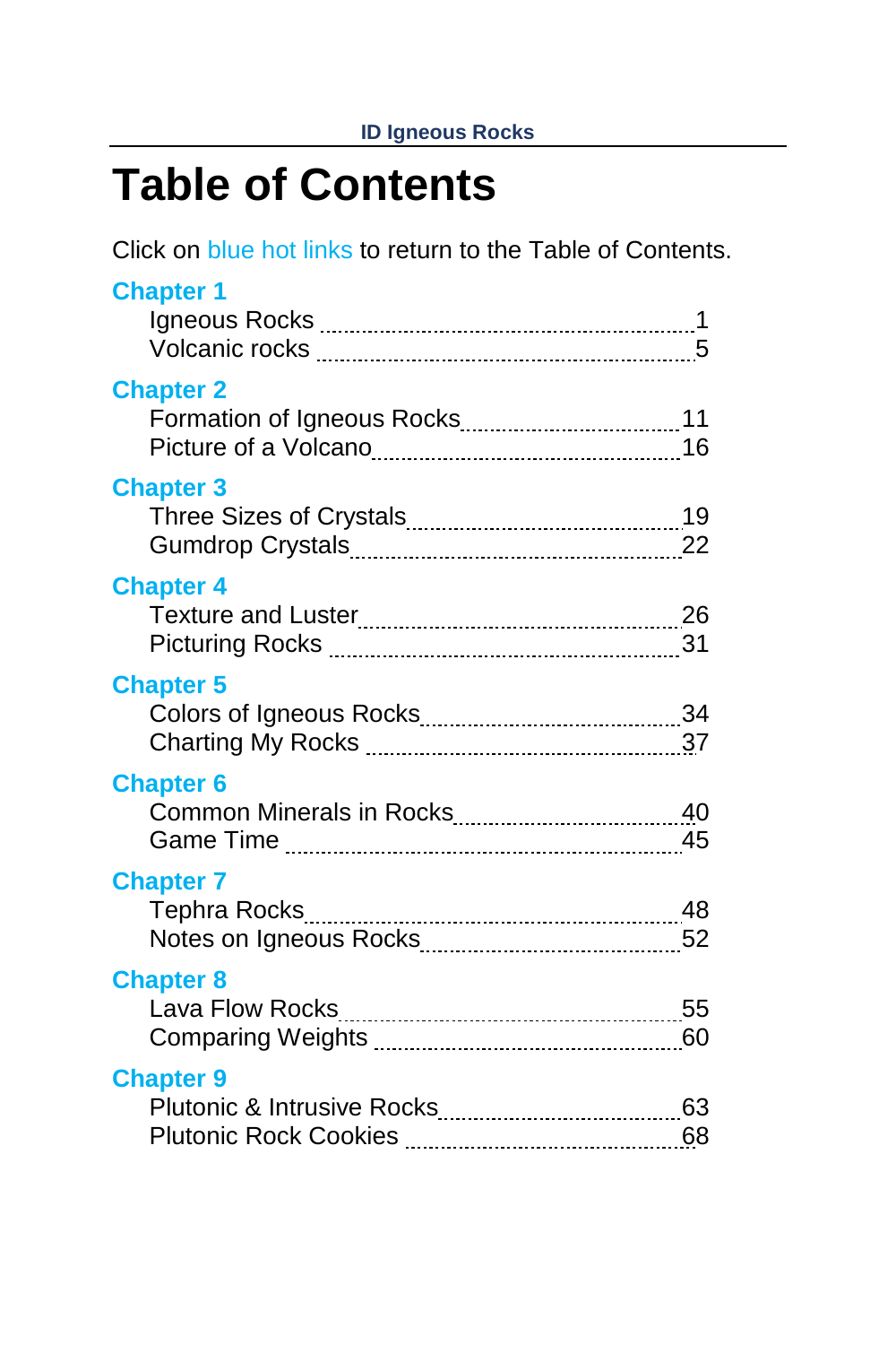# Table of Contents

Click on blue hot links to return to the Table of Contents.

**Chapter 1**

- Igneous Rocks ........ 1
- Volcanic rocks ........ 5

**Chapter 2**

- Formation of Igneous Rocks ........ 11
- Picture of a Volcano ........ 16

**Chapter 3**

- Three Sizes of Crystals ........ 19
- Gumdrop Crystals ........ 22

**Chapter 4**

- Texture and Luster ........ 26
- Picturing Rocks ........ 31

**Chapter 5**

- Colors of Igneous Rocks ........ 34
- Charting My Rocks ........ 37

**Chapter 6**

- Common Minerals in Rocks ........ 40
- Game Time ........ 45

**Chapter 7**

- Tephra Rocks ........ 48
- Notes on Igneous Rocks ........ 52

**Chapter 8**

- Lava Flow Rocks ........ 55
- Comparing Weights ........ 60

**Chapter 9**

- Plutonic & Intrusive Rocks ........ 63
- Plutonic Rock Cookies ........ 68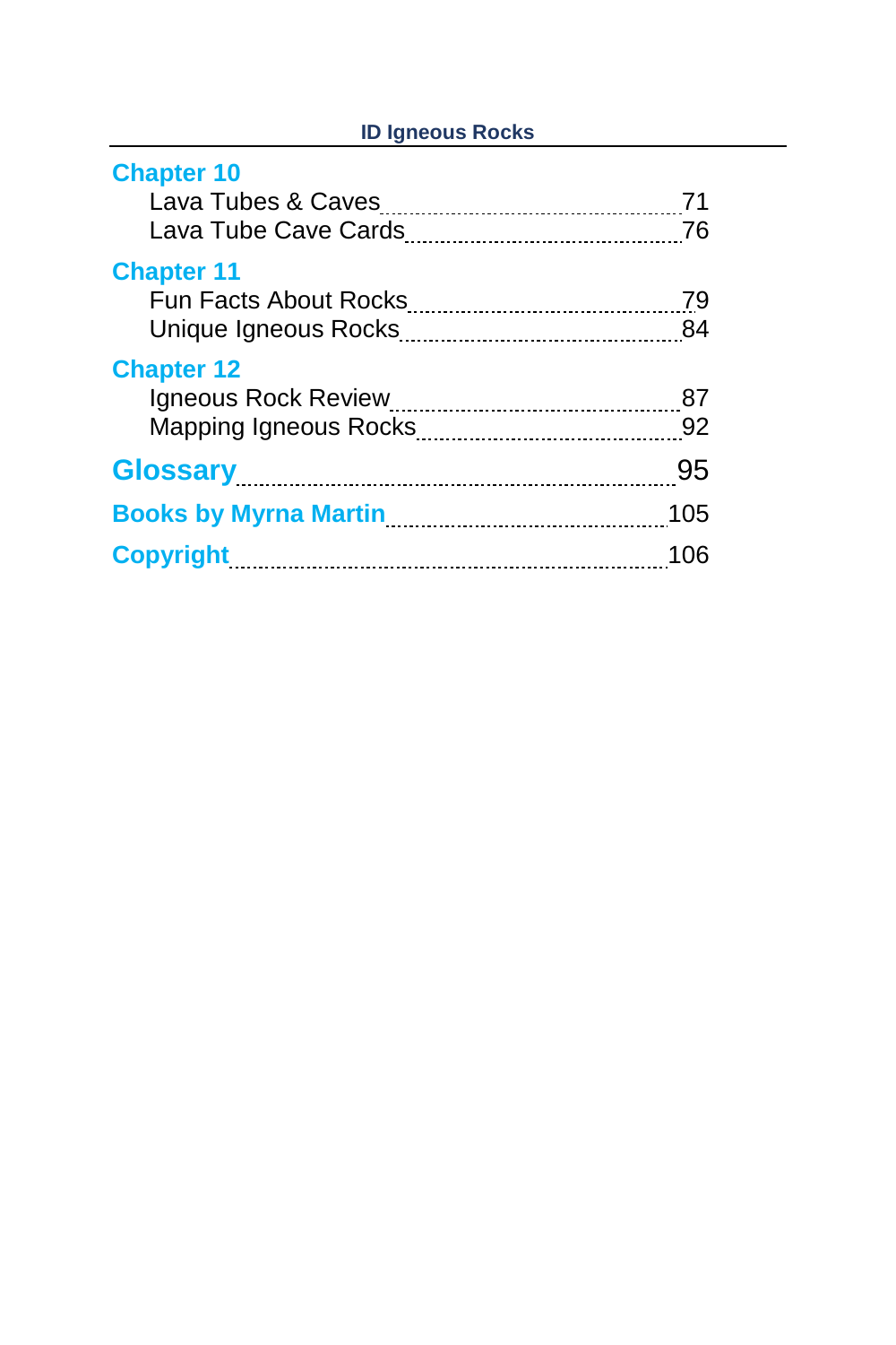**Chapter 10**

Lava Tubes & Caves ........ 71
Lava Tube Cave Cards ........ 76

**Chapter 11**

Fun Facts About Rocks ........ 79
Unique Igneous Rocks ........ 84

**Chapter 12**

Igneous Rock Review ........ 87
Mapping Igneous Rocks ........ 92

**Glossary** ........ 95

**Books by Myrna Martin** ........ 105

**Copyright** ........ 106